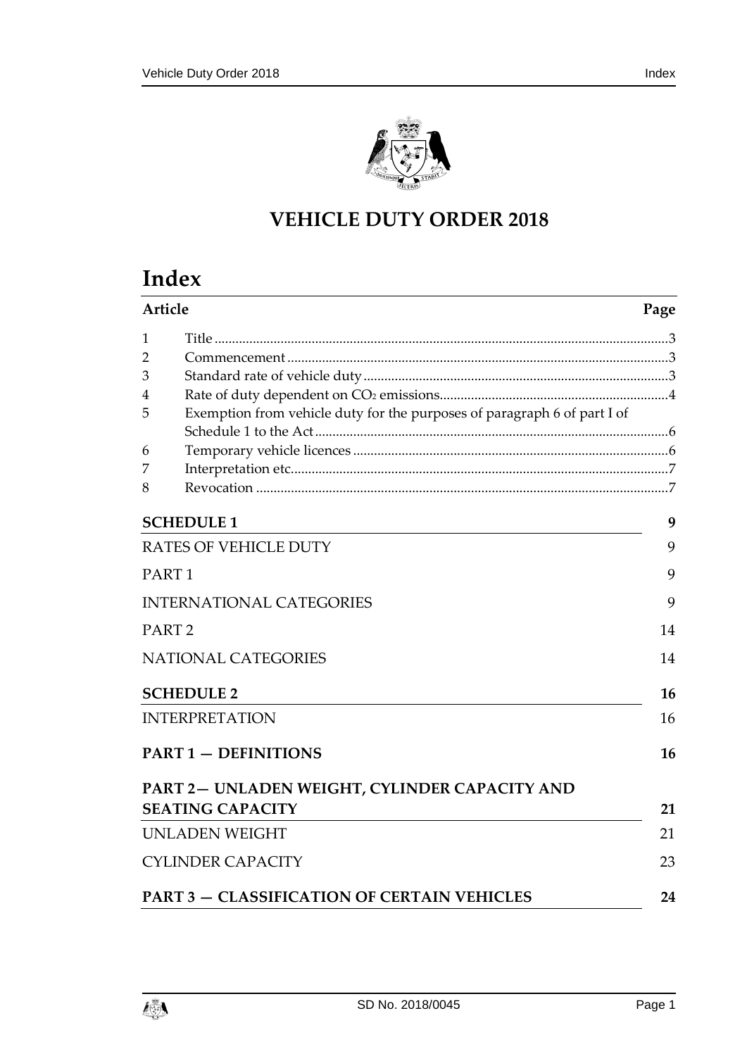# VEHICLE DUTY ORDER 2018

## Index

| Article | | Page |
|---|---|---|
| 1 | Title | 3 |
| 2 | Commencement | 3 |
| 3 | Standard rate of vehicle duty | 3 |
| 4 | Rate of duty dependent on $CO_2$ emissions | 4 |
| 5 | Exemption from vehicle duty for the purposes of paragraph 6 of part I of Schedule 1 to the Act | 6 |
| 6 | Temporary vehicle licences | 6 |
| 7 | Interpretation etc. | 7 |
| 8 | Revocation | 7 |

| | Page |
|---|---|
| **SCHEDULE 1** | **9** |
| RATES OF VEHICLE DUTY | 9 |
| PART 1 | 9 |
| INTERNATIONAL CATEGORIES | 9 |
| PART 2 | 14 |
| NATIONAL CATEGORIES | 14 |
| **SCHEDULE 2** | **16** |
| INTERPRETATION | 16 |
| **PART 1 — DEFINITIONS** | **16** |
| **PART 2— UNLADEN WEIGHT, CYLINDER CAPACITY AND SEATING CAPACITY** | **21** |
| UNLADEN WEIGHT | 21 |
| CYLINDER CAPACITY | 23 |
| **PART 3 — CLASSIFICATION OF CERTAIN VEHICLES** | **24** |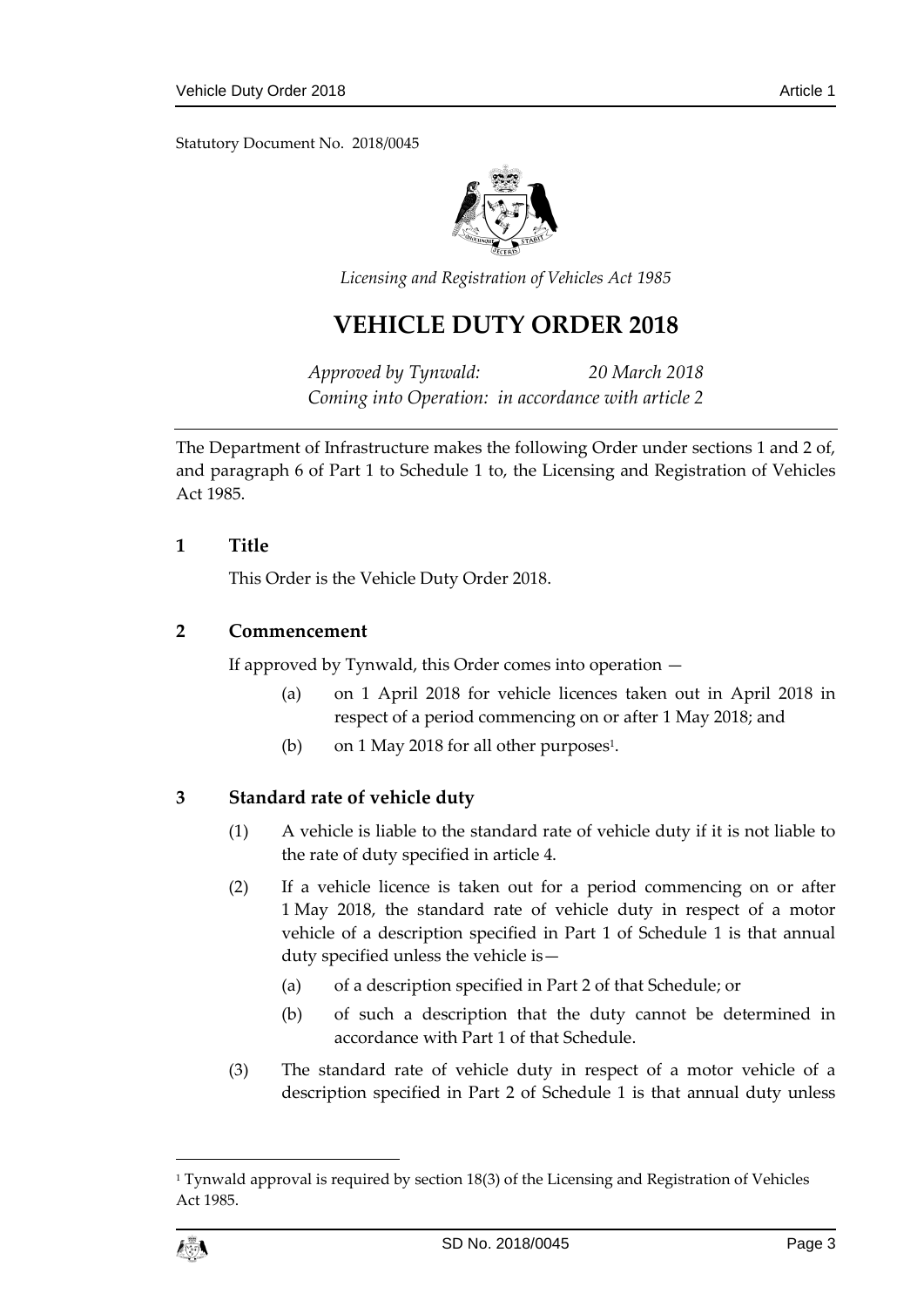Statutory Document No. 2018/0045

*Licensing and Registration of Vehicles Act 1985*

# VEHICLE DUTY ORDER 2018

*Approved by Tynwald: 20 March 2018*
*Coming into Operation: in accordance with article 2*

The Department of Infrastructure makes the following Order under sections 1 and 2 of, and paragraph 6 of Part 1 to Schedule 1 to, the Licensing and Registration of Vehicles Act 1985.

## 1 Title

This Order is the Vehicle Duty Order 2018.

## 2 Commencement

If approved by Tynwald, this Order comes into operation —

(a) on 1 April 2018 for vehicle licences taken out in April 2018 in respect of a period commencing on or after 1 May 2018; and

(b) on 1 May 2018 for all other purposes[1].

## 3 Standard rate of vehicle duty

(1) A vehicle is liable to the standard rate of vehicle duty if it is not liable to the rate of duty specified in article 4.

(2) If a vehicle licence is taken out for a period commencing on or after 1 May 2018, the standard rate of vehicle duty in respect of a motor vehicle of a description specified in Part 1 of Schedule 1 is that annual duty specified unless the vehicle is—

(a) of a description specified in Part 2 of that Schedule; or

(b) of such a description that the duty cannot be determined in accordance with Part 1 of that Schedule.

(3) The standard rate of vehicle duty in respect of a motor vehicle of a description specified in Part 2 of Schedule 1 is that annual duty unless

[1] Tynwald approval is required by section 18(3) of the Licensing and Registration of Vehicles Act 1985.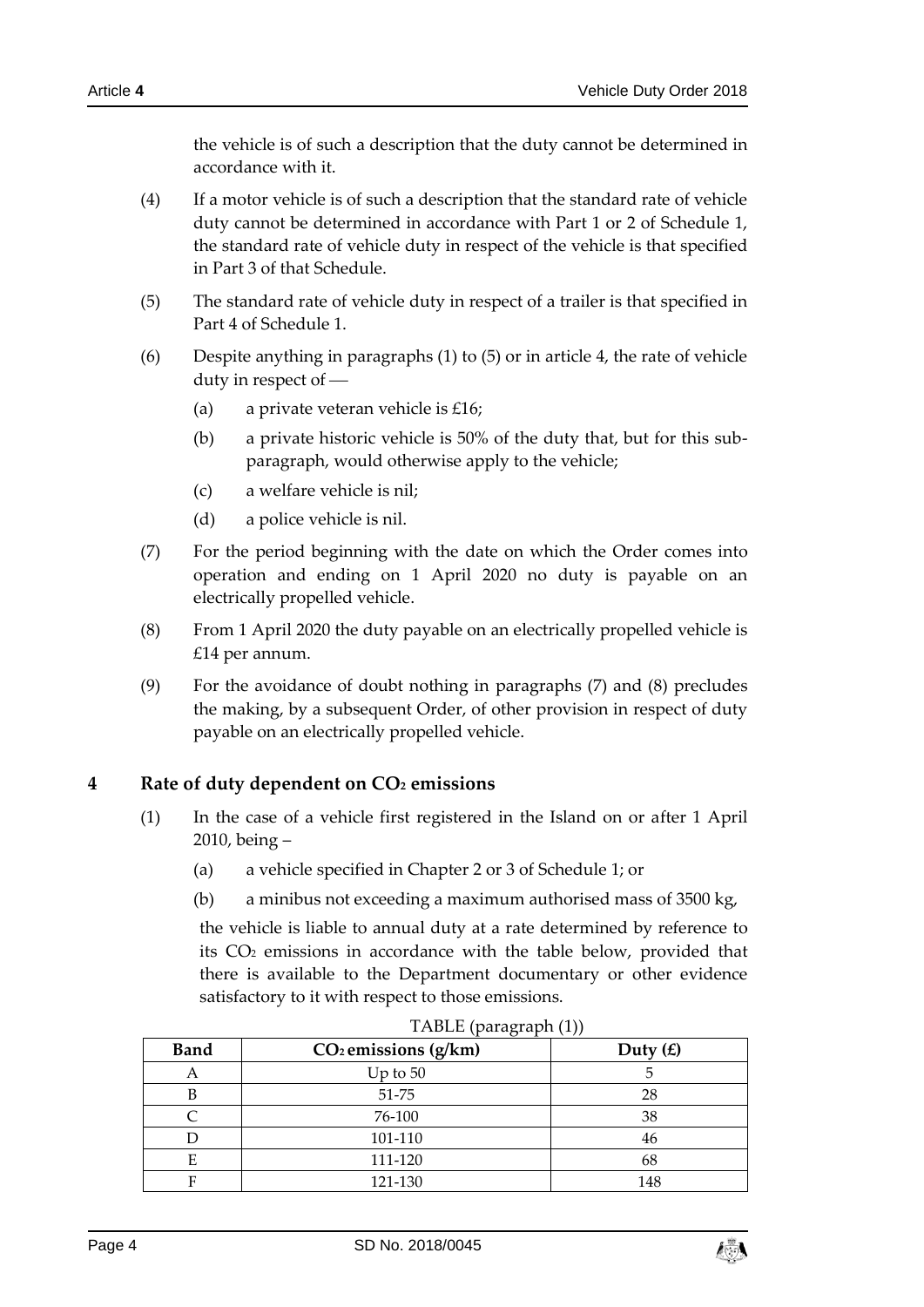the vehicle is of such a description that the duty cannot be determined in accordance with it.

(4) If a motor vehicle is of such a description that the standard rate of vehicle duty cannot be determined in accordance with Part 1 or 2 of Schedule 1, the standard rate of vehicle duty in respect of the vehicle is that specified in Part 3 of that Schedule.

(5) The standard rate of vehicle duty in respect of a trailer is that specified in Part 4 of Schedule 1.

(6) Despite anything in paragraphs (1) to (5) or in article 4, the rate of vehicle duty in respect of —

(a) a private veteran vehicle is £16;

(b) a private historic vehicle is 50% of the duty that, but for this sub-paragraph, would otherwise apply to the vehicle;

(c) a welfare vehicle is nil;

(d) a police vehicle is nil.

(7) For the period beginning with the date on which the Order comes into operation and ending on 1 April 2020 no duty is payable on an electrically propelled vehicle.

(8) From 1 April 2020 the duty payable on an electrically propelled vehicle is £14 per annum.

(9) For the avoidance of doubt nothing in paragraphs (7) and (8) precludes the making, by a subsequent Order, of other provision in respect of duty payable on an electrically propelled vehicle.

## 4 Rate of duty dependent on $CO_2$ emissions

(1) In the case of a vehicle first registered in the Island on or after 1 April 2010, being –

(a) a vehicle specified in Chapter 2 or 3 of Schedule 1; or

(b) a minibus not exceeding a maximum authorised mass of 3500 kg,

the vehicle is liable to annual duty at a rate determined by reference to its $CO_2$ emissions in accordance with the table below, provided that there is available to the Department documentary or other evidence satisfactory to it with respect to those emissions.

TABLE (paragraph (1))

| Band | $CO_2$ emissions (g/km) | Duty (£) |
|---|---|---|
| A | Up to 50 | 5 |
| B | 51-75 | 28 |
| C | 76-100 | 38 |
| D | 101-110 | 46 |
| E | 111-120 | 68 |
| F | 121-130 | 148 |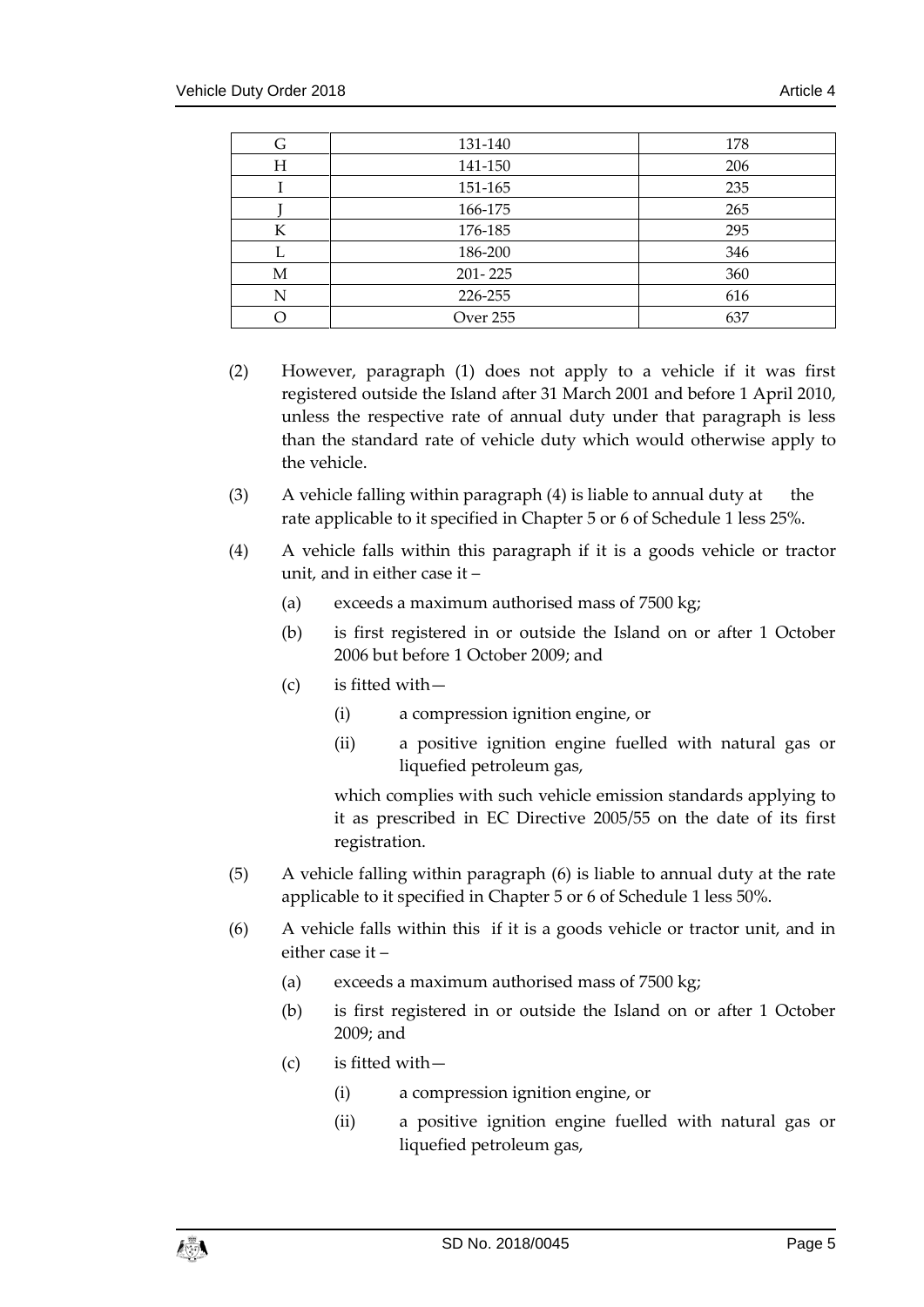| G | 131-140 | 178 |
|---|---|---|
| H | 141-150 | 206 |
| I | 151-165 | 235 |
| J | 166-175 | 265 |
| K | 176-185 | 295 |
| L | 186-200 | 346 |
| M | 201- 225 | 360 |
| N | 226-255 | 616 |
| O | Over 255 | 637 |

(2) However, paragraph (1) does not apply to a vehicle if it was first registered outside the Island after 31 March 2001 and before 1 April 2010, unless the respective rate of annual duty under that paragraph is less than the standard rate of vehicle duty which would otherwise apply to the vehicle.

(3) A vehicle falling within paragraph (4) is liable to annual duty at the rate applicable to it specified in Chapter 5 or 6 of Schedule 1 less 25%.

(4) A vehicle falls within this paragraph if it is a goods vehicle or tractor unit, and in either case it –

- (a) exceeds a maximum authorised mass of 7500 kg;
- (b) is first registered in or outside the Island on or after 1 October 2006 but before 1 October 2009; and
- (c) is fitted with—
  - (i) a compression ignition engine, or
  - (ii) a positive ignition engine fuelled with natural gas or liquefied petroleum gas,

  which complies with such vehicle emission standards applying to it as prescribed in EC Directive 2005/55 on the date of its first registration.

(5) A vehicle falling within paragraph (6) is liable to annual duty at the rate applicable to it specified in Chapter 5 or 6 of Schedule 1 less 50%.

(6) A vehicle falls within this if it is a goods vehicle or tractor unit, and in either case it –

- (a) exceeds a maximum authorised mass of 7500 kg;
- (b) is first registered in or outside the Island on or after 1 October 2009; and
- (c) is fitted with—
  - (i) a compression ignition engine, or
  - (ii) a positive ignition engine fuelled with natural gas or liquefied petroleum gas,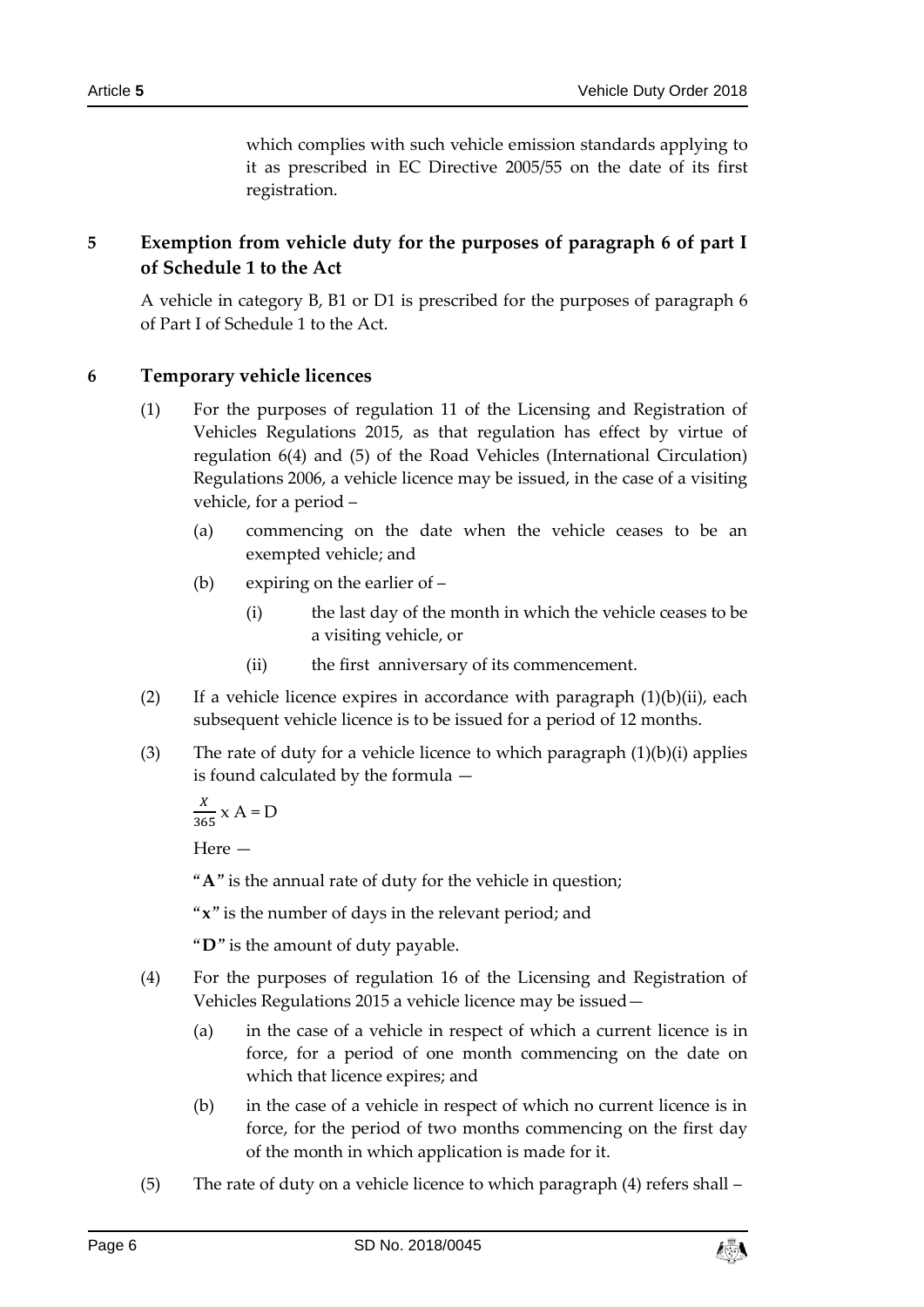which complies with such vehicle emission standards applying to it as prescribed in EC Directive 2005/55 on the date of its first registration.

## 5 Exemption from vehicle duty for the purposes of paragraph 6 of part I of Schedule 1 to the Act

A vehicle in category B, B1 or D1 is prescribed for the purposes of paragraph 6 of Part I of Schedule 1 to the Act.

## 6 Temporary vehicle licences

(1) For the purposes of regulation 11 of the Licensing and Registration of Vehicles Regulations 2015, as that regulation has effect by virtue of regulation 6(4) and (5) of the Road Vehicles (International Circulation) Regulations 2006, a vehicle licence may be issued, in the case of a visiting vehicle, for a period –

(a) commencing on the date when the vehicle ceases to be an exempted vehicle; and

(b) expiring on the earlier of –

(i) the last day of the month in which the vehicle ceases to be a visiting vehicle, or

(ii) the first anniversary of its commencement.

(2) If a vehicle licence expires in accordance with paragraph (1)(b)(ii), each subsequent vehicle licence is to be issued for a period of 12 months.

(3) The rate of duty for a vehicle licence to which paragraph (1)(b)(i) applies is found calculated by the formula —

$$\frac{X}{365} \text{ x A} = \text{D}$$

Here —

"**A**" is the annual rate of duty for the vehicle in question;

"**x**" is the number of days in the relevant period; and

"**D**" is the amount of duty payable.

(4) For the purposes of regulation 16 of the Licensing and Registration of Vehicles Regulations 2015 a vehicle licence may be issued—

(a) in the case of a vehicle in respect of which a current licence is in force, for a period of one month commencing on the date on which that licence expires; and

(b) in the case of a vehicle in respect of which no current licence is in force, for the period of two months commencing on the first day of the month in which application is made for it.

(5) The rate of duty on a vehicle licence to which paragraph (4) refers shall –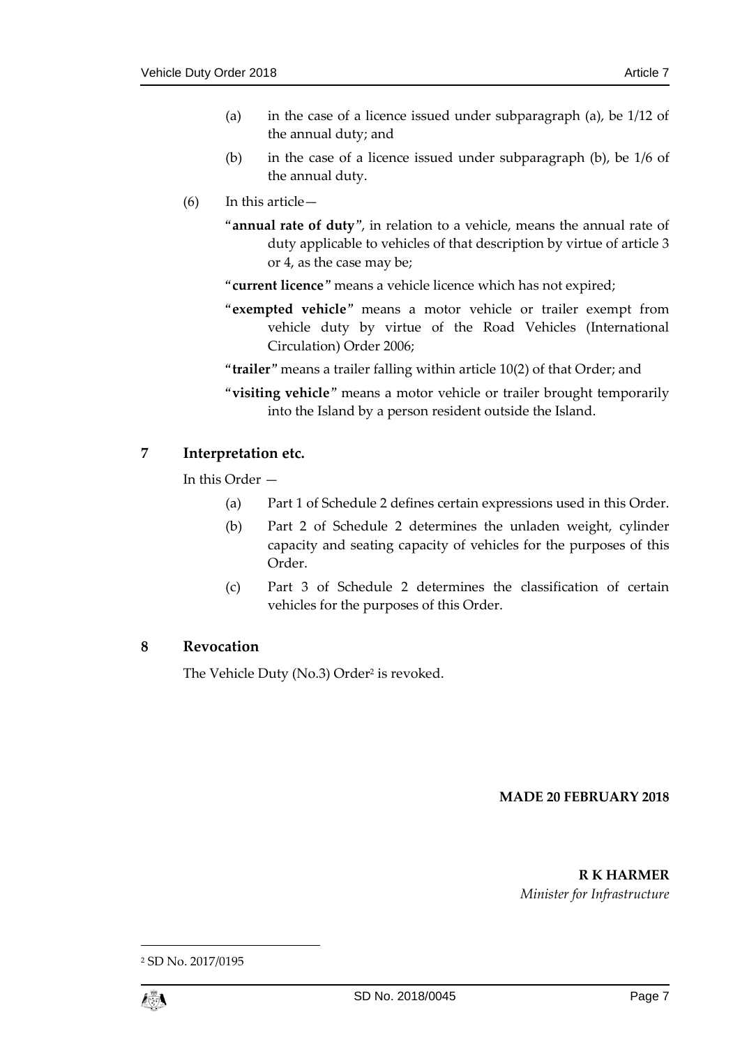(a) in the case of a licence issued under subparagraph (a), be 1/12 of the annual duty; and

(b) in the case of a licence issued under subparagraph (b), be 1/6 of the annual duty.

(6) In this article—

"**annual rate of duty**", in relation to a vehicle, means the annual rate of duty applicable to vehicles of that description by virtue of article 3 or 4, as the case may be;

"**current licence**" means a vehicle licence which has not expired;

"**exempted vehicle**" means a motor vehicle or trailer exempt from vehicle duty by virtue of the Road Vehicles (International Circulation) Order 2006;

"**trailer**" means a trailer falling within article 10(2) of that Order; and

"**visiting vehicle**" means a motor vehicle or trailer brought temporarily into the Island by a person resident outside the Island.

## 7 Interpretation etc.

In this Order —

(a) Part 1 of Schedule 2 defines certain expressions used in this Order.

(b) Part 2 of Schedule 2 determines the unladen weight, cylinder capacity and seating capacity of vehicles for the purposes of this Order.

(c) Part 3 of Schedule 2 determines the classification of certain vehicles for the purposes of this Order.

## 8 Revocation

The Vehicle Duty (No.3) Order[2] is revoked.

**MADE 20 FEBRUARY 2018**

**R K HARMER**
*Minister for Infrastructure*

[2] SD No. 2017/0195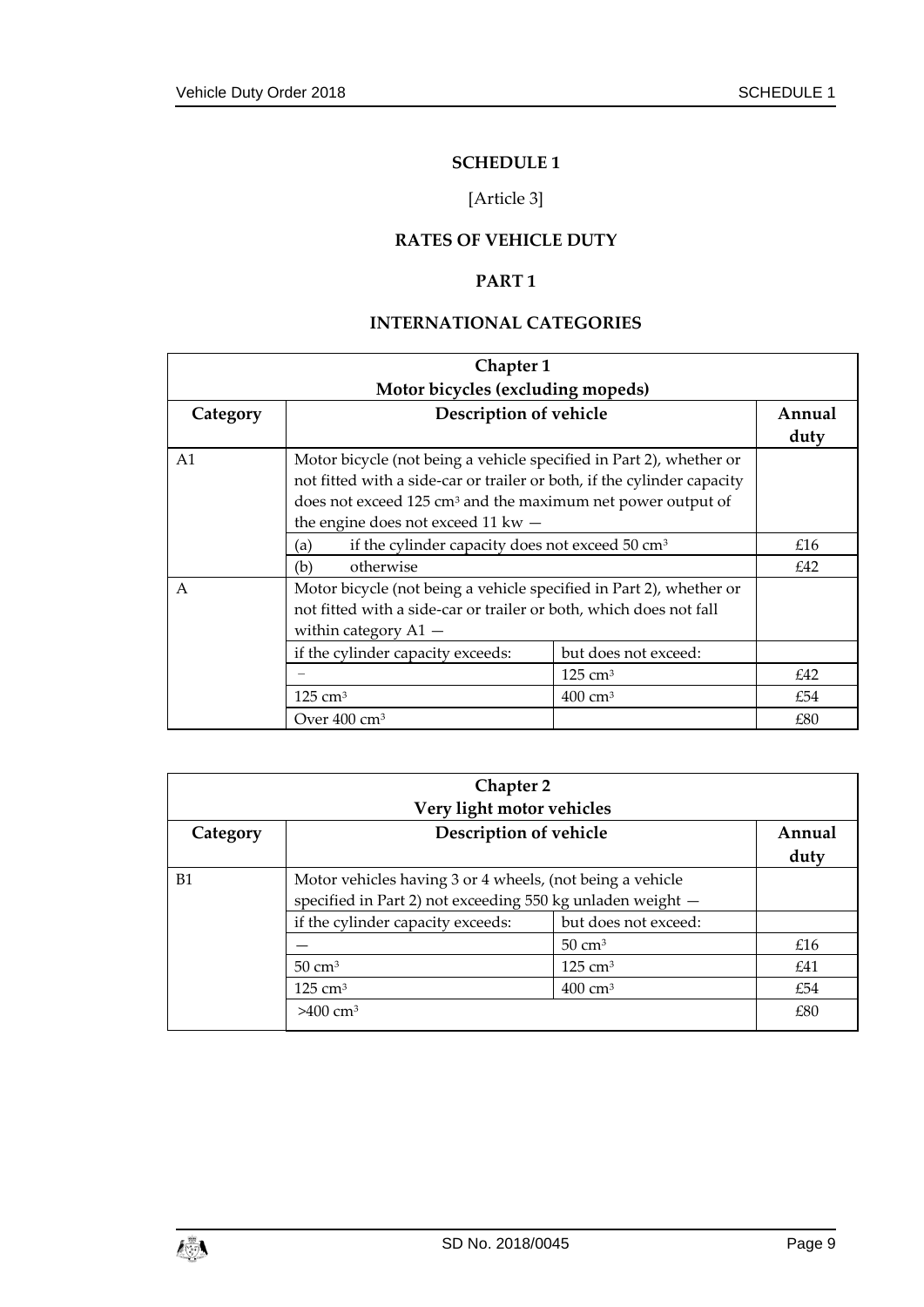## SCHEDULE 1

[Article 3]

## RATES OF VEHICLE DUTY

## PART 1

## INTERNATIONAL CATEGORIES

| Chapter 1<br>Motor bicycles (excluding mopeds) | | | |
|---|---|---|---|
| **Category** | **Description of vehicle** | | **Annual duty** |
| A1 | Motor bicycle (not being a vehicle specified in Part 2), whether or not fitted with a side-car or trailer or both, if the cylinder capacity does not exceed 125 cm³ and the maximum net power output of the engine does not exceed 11 kw — | | |
| | (a) if the cylinder capacity does not exceed 50 cm³ | | £16 |
| | (b) otherwise | | £42 |
| A | Motor bicycle (not being a vehicle specified in Part 2), whether or not fitted with a side-car or trailer or both, which does not fall within category A1 — | | |
| | if the cylinder capacity exceeds: | but does not exceed: | |
| | – | 125 cm³ | £42 |
| | 125 cm³ | 400 cm³ | £54 |
| | Over 400 cm³ | | £80 |

| Chapter 2<br>Very light motor vehicles | | | |
|---|---|---|---|
| **Category** | **Description of vehicle** | | **Annual duty** |
| B1 | Motor vehicles having 3 or 4 wheels, (not being a vehicle specified in Part 2) not exceeding 550 kg unladen weight — | | |
| | if the cylinder capacity exceeds: | but does not exceed: | |
| | — | 50 cm³ | £16 |
| | 50 cm³ | 125 cm³ | £41 |
| | 125 cm³ | 400 cm³ | £54 |
| | >400 cm³ | | £80 |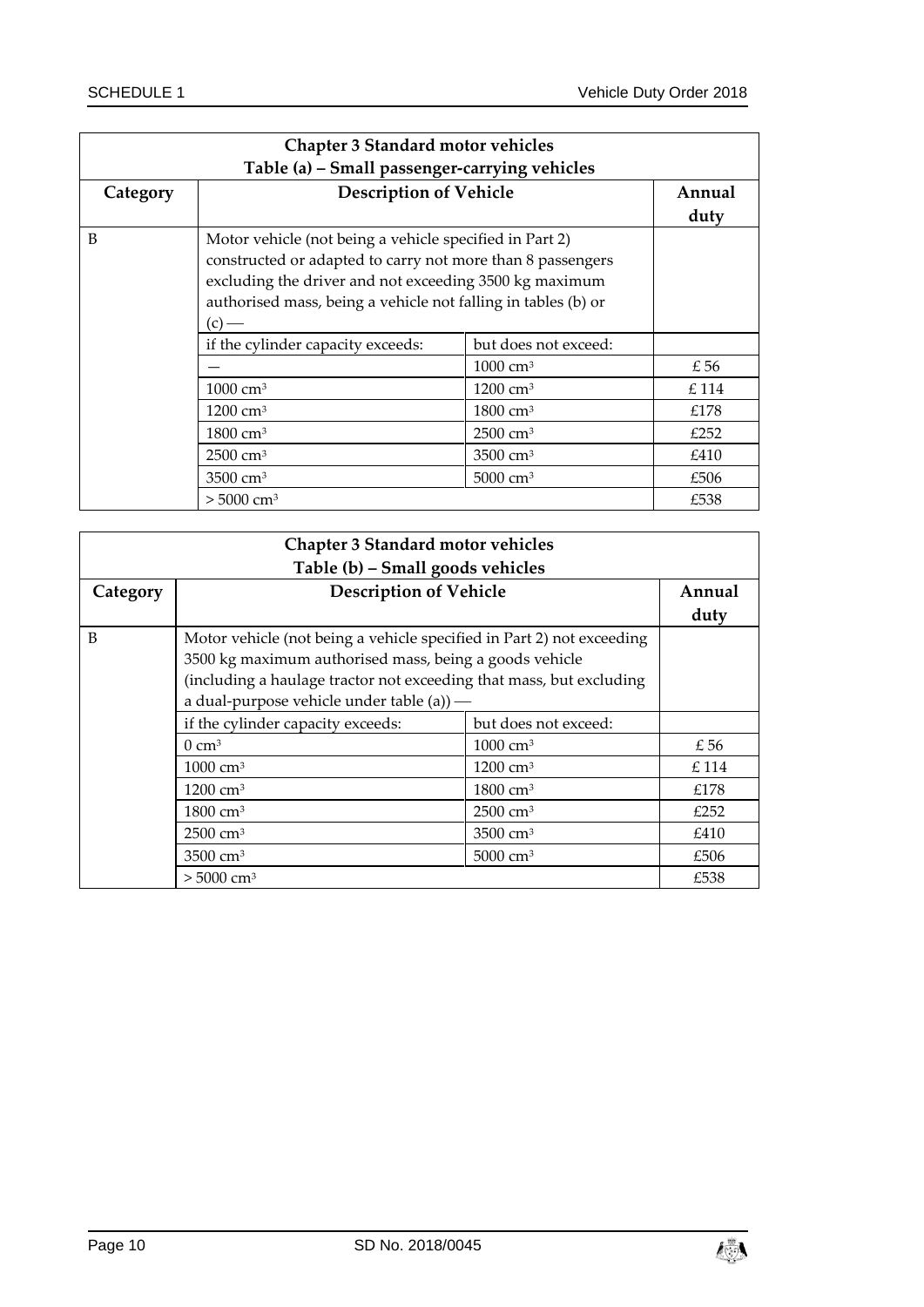| Chapter 3 Standard motor vehicles<br>Table (a) – Small passenger-carrying vehicles | | | |
|---|---|---|---|
| **Category** | **Description of Vehicle** | | **Annual duty** |
| B | Motor vehicle (not being a vehicle specified in Part 2) constructed or adapted to carry not more than 8 passengers excluding the driver and not exceeding 3500 kg maximum authorised mass, being a vehicle not falling in tables (b) or (c) — | | |
| | if the cylinder capacity exceeds: | but does not exceed: | |
| | — | 1000 $cm^3$ | £ 56 |
| | 1000 $cm^3$ | 1200 $cm^3$ | £ 114 |
| | 1200 $cm^3$ | 1800 $cm^3$ | £178 |
| | 1800 $cm^3$ | 2500 $cm^3$ | £252 |
| | 2500 $cm^3$ | 3500 $cm^3$ | £410 |
| | 3500 $cm^3$ | 5000 $cm^3$ | £506 |
| | > 5000 $cm^3$ | | £538 |

| Chapter 3 Standard motor vehicles<br>Table (b) – Small goods vehicles | | | |
|---|---|---|---|
| **Category** | **Description of Vehicle** | | **Annual duty** |
| B | Motor vehicle (not being a vehicle specified in Part 2) not exceeding 3500 kg maximum authorised mass, being a goods vehicle (including a haulage tractor not exceeding that mass, but excluding a dual-purpose vehicle under table (a)) — | | |
| | if the cylinder capacity exceeds: | but does not exceed: | |
| | 0 $cm^3$ | 1000 $cm^3$ | £ 56 |
| | 1000 $cm^3$ | 1200 $cm^3$ | £ 114 |
| | 1200 $cm^3$ | 1800 $cm^3$ | £178 |
| | 1800 $cm^3$ | 2500 $cm^3$ | £252 |
| | 2500 $cm^3$ | 3500 $cm^3$ | £410 |
| | 3500 $cm^3$ | 5000 $cm^3$ | £506 |
| | > 5000 $cm^3$ | | £538 |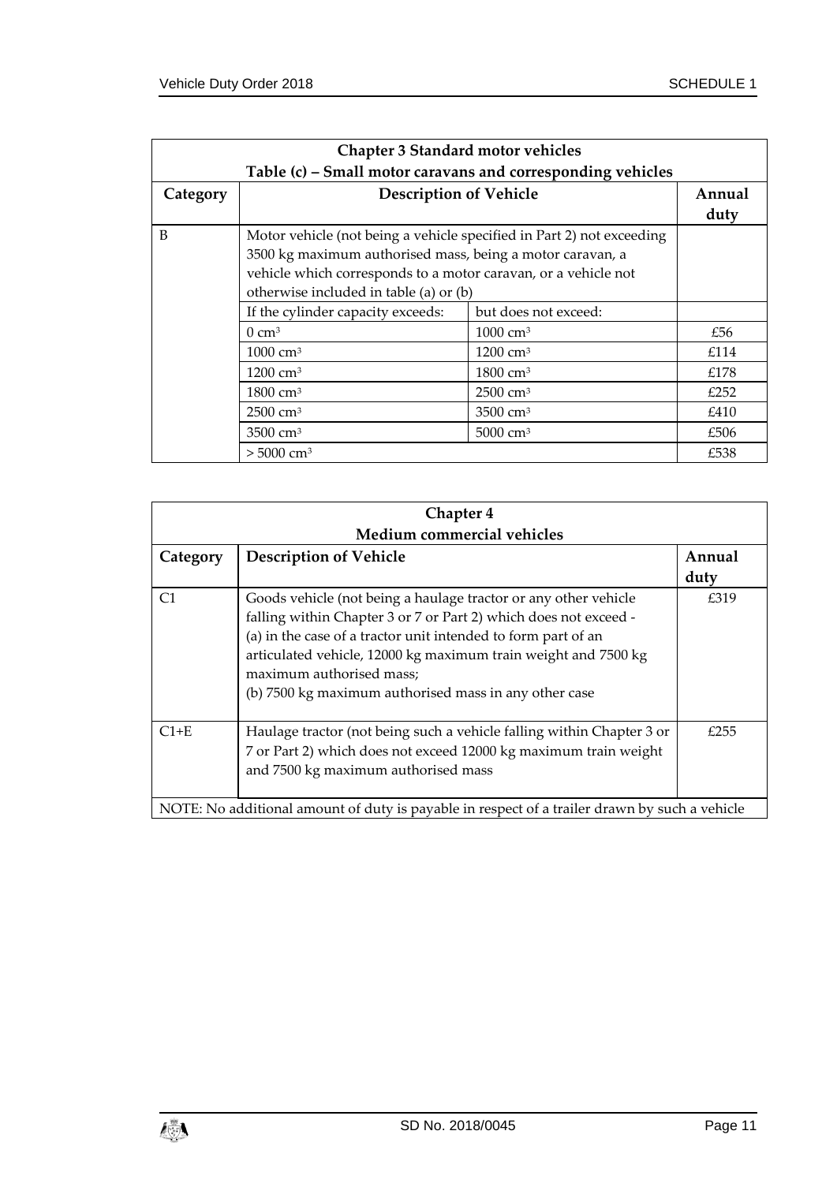| Chapter 3 Standard motor vehicles | | | |
|---|---|---|---|
| **Table (c) – Small motor caravans and corresponding vehicles** | | | |
| **Category** | **Description of Vehicle** | | **Annual duty** |
| B | Motor vehicle (not being a vehicle specified in Part 2) not exceeding 3500 kg maximum authorised mass, being a motor caravan, a vehicle which corresponds to a motor caravan, or a vehicle not otherwise included in table (a) or (b) | | |
| | If the cylinder capacity exceeds: | but does not exceed: | |
| | 0 $cm^3$ | 1000 $cm^3$ | £56 |
| | 1000 $cm^3$ | 1200 $cm^3$ | £114 |
| | 1200 $cm^3$ | 1800 $cm^3$ | £178 |
| | 1800 $cm^3$ | 2500 $cm^3$ | £252 |
| | 2500 $cm^3$ | 3500 $cm^3$ | £410 |
| | 3500 $cm^3$ | 5000 $cm^3$ | £506 |
| | > 5000 $cm^3$ | | £538 |

| Chapter 4 Medium commercial vehicles | | |
|---|---|---|
| **Category** | **Description of Vehicle** | **Annual duty** |
| C1 | Goods vehicle (not being a haulage tractor or any other vehicle falling within Chapter 3 or 7 or Part 2) which does not exceed - (a) in the case of a tractor unit intended to form part of an articulated vehicle, 12000 kg maximum train weight and 7500 kg maximum authorised mass; (b) 7500 kg maximum authorised mass in any other case | £319 |
| C1+E | Haulage tractor (not being such a vehicle falling within Chapter 3 or 7 or Part 2) which does not exceed 12000 kg maximum train weight and 7500 kg maximum authorised mass | £255 |
| NOTE: No additional amount of duty is payable in respect of a trailer drawn by such a vehicle | | |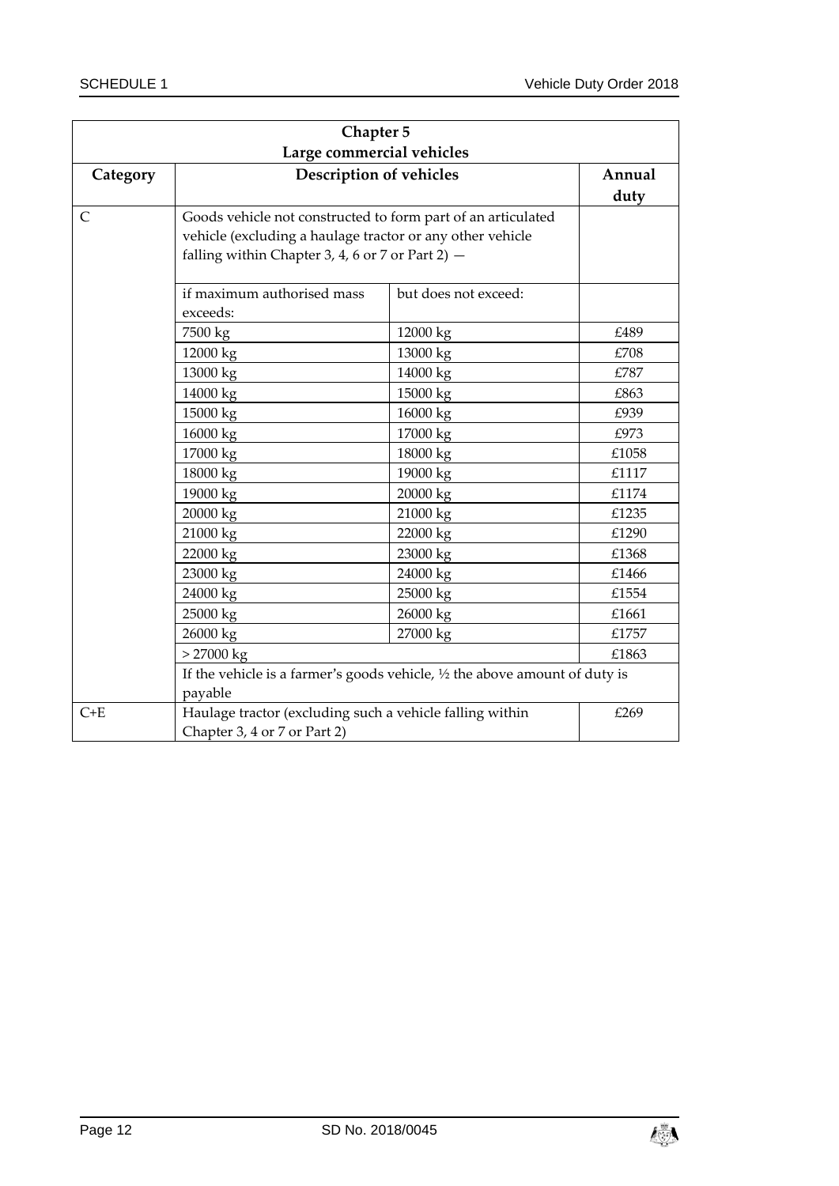| Chapter 5 | | | |
|---|---|---|---|
| **Large commercial vehicles** | | | |
| **Category** | **Description of vehicles** | | **Annual duty** |
| C | Goods vehicle not constructed to form part of an articulated vehicle (excluding a haulage tractor or any other vehicle falling within Chapter 3, 4, 6 or 7 or Part 2) — | | |
| | if maximum authorised mass exceeds: | but does not exceed: | |
| | 7500 kg | 12000 kg | £489 |
| | 12000 kg | 13000 kg | £708 |
| | 13000 kg | 14000 kg | £787 |
| | 14000 kg | 15000 kg | £863 |
| | 15000 kg | 16000 kg | £939 |
| | 16000 kg | 17000 kg | £973 |
| | 17000 kg | 18000 kg | £1058 |
| | 18000 kg | 19000 kg | £1117 |
| | 19000 kg | 20000 kg | £1174 |
| | 20000 kg | 21000 kg | £1235 |
| | 21000 kg | 22000 kg | £1290 |
| | 22000 kg | 23000 kg | £1368 |
| | 23000 kg | 24000 kg | £1466 |
| | 24000 kg | 25000 kg | £1554 |
| | 25000 kg | 26000 kg | £1661 |
| | 26000 kg | 27000 kg | £1757 |
| | > 27000 kg | | £1863 |
| | If the vehicle is a farmer's goods vehicle, ½ the above amount of duty is payable | | |
| C+E | Haulage tractor (excluding such a vehicle falling within Chapter 3, 4 or 7 or Part 2) | | £269 |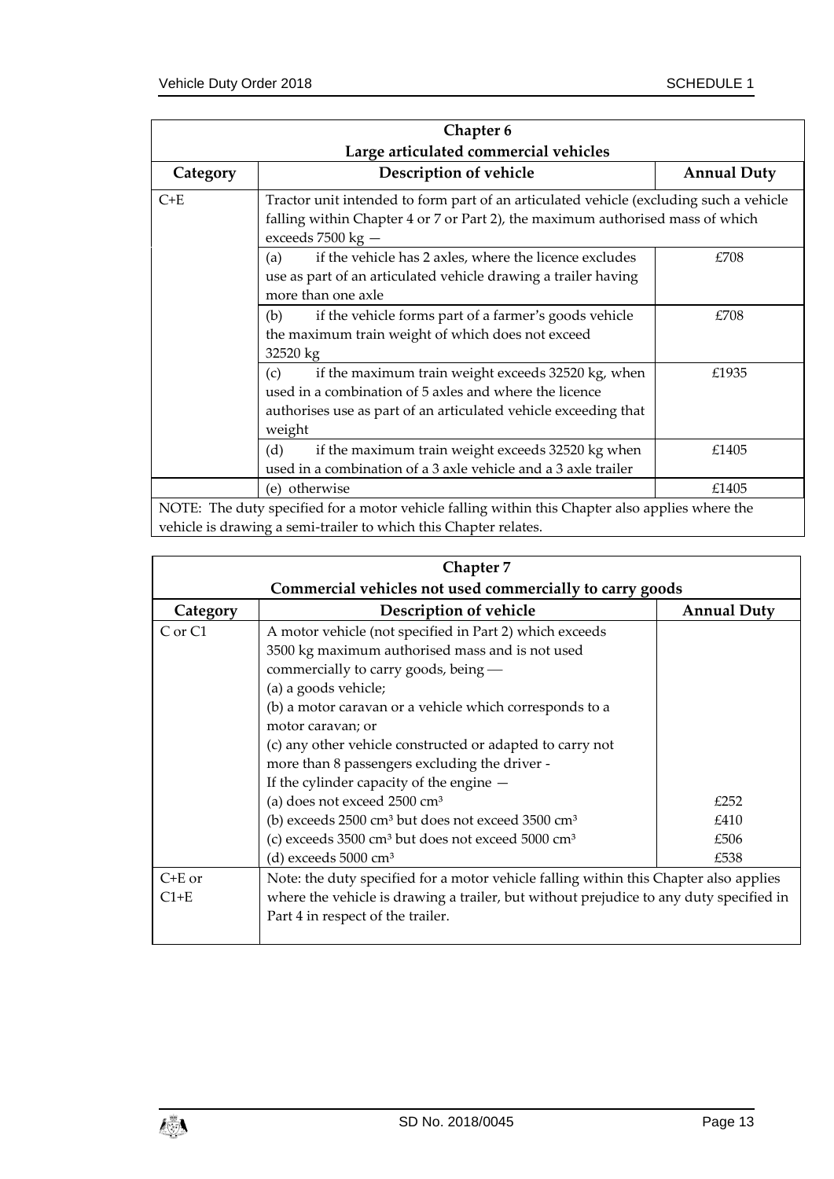| Chapter 6<br>Large articulated commercial vehicles | | |
|---|---|---|
| **Category** | **Description of vehicle** | **Annual Duty** |
| C+E | Tractor unit intended to form part of an articulated vehicle (excluding such a vehicle falling within Chapter 4 or 7 or Part 2), the maximum authorised mass of which exceeds 7500 kg — | |
| | (a) if the vehicle has 2 axles, where the licence excludes use as part of an articulated vehicle drawing a trailer having more than one axle | £708 |
| | (b) if the vehicle forms part of a farmer's goods vehicle the maximum train weight of which does not exceed 32520 kg | £708 |
| | (c) if the maximum train weight exceeds 32520 kg, when used in a combination of 5 axles and where the licence authorises use as part of an articulated vehicle exceeding that weight | £1935 |
| | (d) if the maximum train weight exceeds 32520 kg when used in a combination of a 3 axle vehicle and a 3 axle trailer | £1405 |
| | (e) otherwise | £1405 |
| NOTE: The duty specified for a motor vehicle falling within this Chapter also applies where the vehicle is drawing a semi-trailer to which this Chapter relates. | | |

| Chapter 7<br>Commercial vehicles not used commercially to carry goods | | |
|---|---|---|
| **Category** | **Description of vehicle** | **Annual Duty** |
| C or C1 | A motor vehicle (not specified in Part 2) which exceeds 3500 kg maximum authorised mass and is not used commercially to carry goods, being —<br>(a) a goods vehicle;<br>(b) a motor caravan or a vehicle which corresponds to a motor caravan; or<br>(c) any other vehicle constructed or adapted to carry not more than 8 passengers excluding the driver -<br>If the cylinder capacity of the engine —<br>(a) does not exceed 2500 cm³<br>(b) exceeds 2500 cm³ but does not exceed 3500 cm³<br>(c) exceeds 3500 cm³ but does not exceed 5000 cm³<br>(d) exceeds 5000 cm³ | <br><br><br><br><br><br><br><br><br><br>£252<br>£410<br>£506<br>£538 |
| C+E or C1+E | Note: the duty specified for a motor vehicle falling within this Chapter also applies where the vehicle is drawing a trailer, but without prejudice to any duty specified in Part 4 in respect of the trailer. | |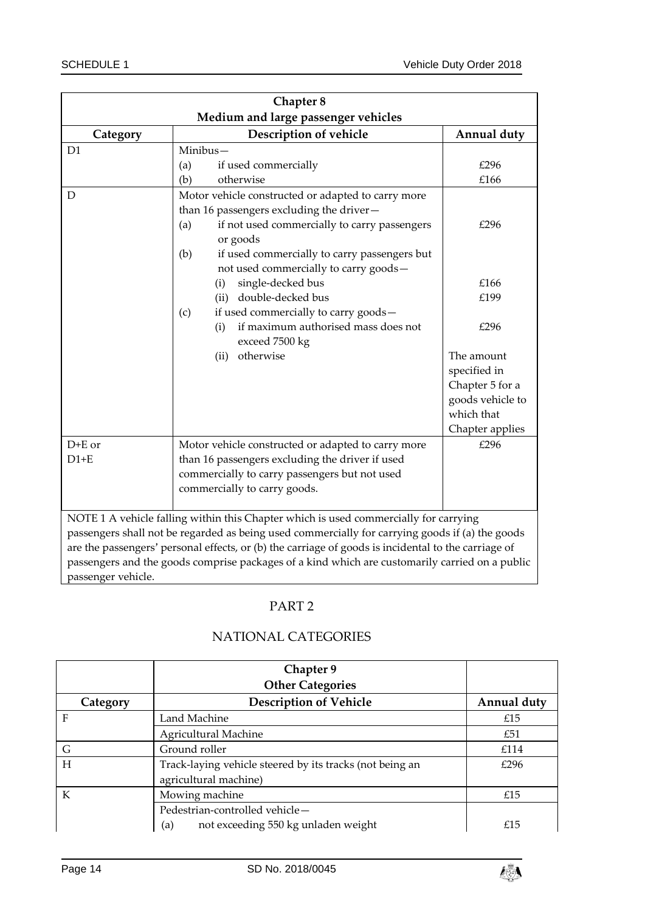| Chapter 8 Medium and large passenger vehicles | | |
|---|---|---|
| **Category** | **Description of vehicle** | **Annual duty** |
| D1 | Minibus— | |
| | (a) if used commercially | £296 |
| | (b) otherwise | £166 |
| D | Motor vehicle constructed or adapted to carry more than 16 passengers excluding the driver— | |
| | (a) if not used commercially to carry passengers or goods | £296 |
| | (b) if used commercially to carry passengers but not used commercially to carry goods— | |
| | (i) single-decked bus | £166 |
| | (ii) double-decked bus | £199 |
| | (c) if used commercially to carry goods— | |
| | (i) if maximum authorised mass does not exceed 7500 kg | £296 |
| | (ii) otherwise | The amount specified in Chapter 5 for a goods vehicle to which that Chapter applies |
| D+E or D1+E | Motor vehicle constructed or adapted to carry more than 16 passengers excluding the driver if used commercially to carry passengers but not used commercially to carry goods. | £296 |

NOTE 1 A vehicle falling within this Chapter which is used commercially for carrying passengers shall not be regarded as being used commercially for carrying goods if (a) the goods are the passengers' personal effects, or (b) the carriage of goods is incidental to the carriage of passengers and the goods comprise packages of a kind which are customarily carried on a public passenger vehicle.

## PART 2

## NATIONAL CATEGORIES

| Chapter 9 Other Categories | | |
|---|---|---|
| **Category** | **Description of Vehicle** | **Annual duty** |
| F | Land Machine | £15 |
| | Agricultural Machine | £51 |
| G | Ground roller | £114 |
| H | Track-laying vehicle steered by its tracks (not being an agricultural machine) | £296 |
| K | Mowing machine | £15 |
| | Pedestrian-controlled vehicle— | |
| | (a) not exceeding 550 kg unladen weight | £15 |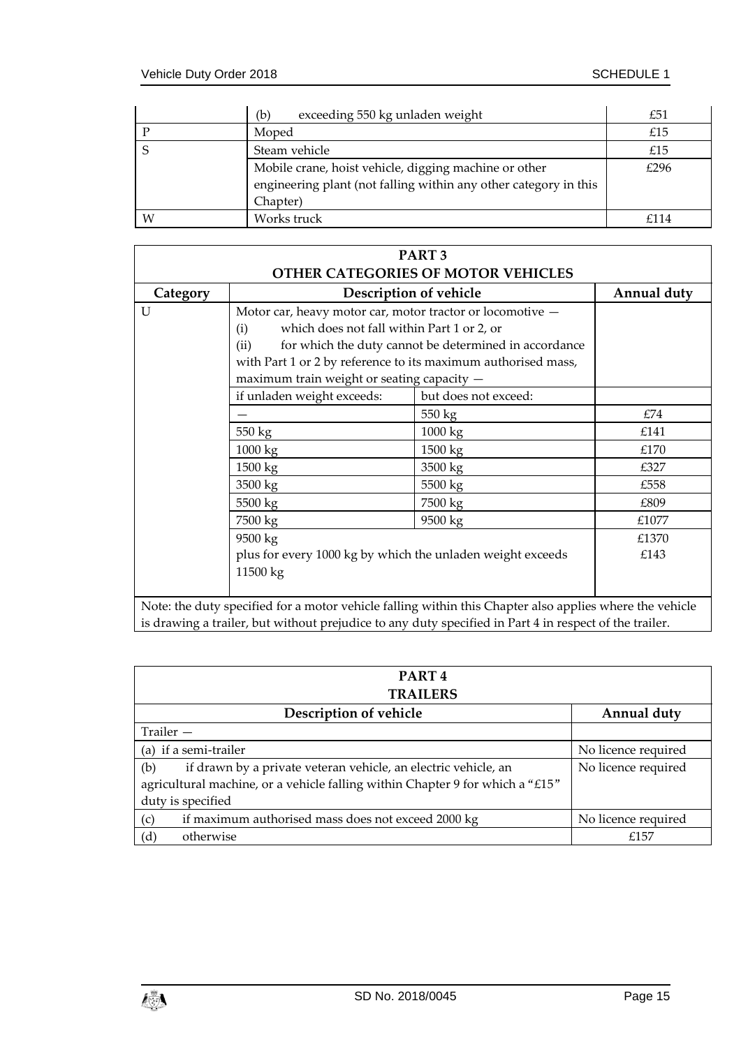| | Description of vehicle | Annual duty |
|---|---|---|
| | (b) exceeding 550 kg unladen weight | £51 |
| P | Moped | £15 |
| S | Steam vehicle | £15 |
| | Mobile crane, hoist vehicle, digging machine or other engineering plant (not falling within any other category in this Chapter) | £296 |
| W | Works truck | £114 |

## PART 3
## OTHER CATEGORIES OF MOTOR VEHICLES

| Category | Description of vehicle | | Annual duty |
|---|---|---|---|
| U | Motor car, heavy motor car, motor tractor or locomotive — (i) which does not fall within Part 1 or 2, or (ii) for which the duty cannot be determined in accordance with Part 1 or 2 by reference to its maximum authorised mass, maximum train weight or seating capacity — | | |
| | if unladen weight exceeds: | but does not exceed: | |
| | — | 550 kg | £74 |
| | 550 kg | 1000 kg | £141 |
| | 1000 kg | 1500 kg | £170 |
| | 1500 kg | 3500 kg | £327 |
| | 3500 kg | 5500 kg | £558 |
| | 5500 kg | 7500 kg | £809 |
| | 7500 kg | 9500 kg | £1077 |
| | 9500 kg | | £1370 |
| | plus for every 1000 kg by which the unladen weight exceeds 11500 kg | | £143 |

Note: the duty specified for a motor vehicle falling within this Chapter also applies where the vehicle is drawing a trailer, but without prejudice to any duty specified in Part 4 in respect of the trailer.

## PART 4
## TRAILERS

| Description of vehicle | Annual duty |
|---|---|
| Trailer — | |
| (a) if a semi-trailer | No licence required |
| (b) if drawn by a private veteran vehicle, an electric vehicle, an agricultural machine, or a vehicle falling within Chapter 9 for which a "£15" duty is specified | No licence required |
| (c) if maximum authorised mass does not exceed 2000 kg | No licence required |
| (d) otherwise | £157 |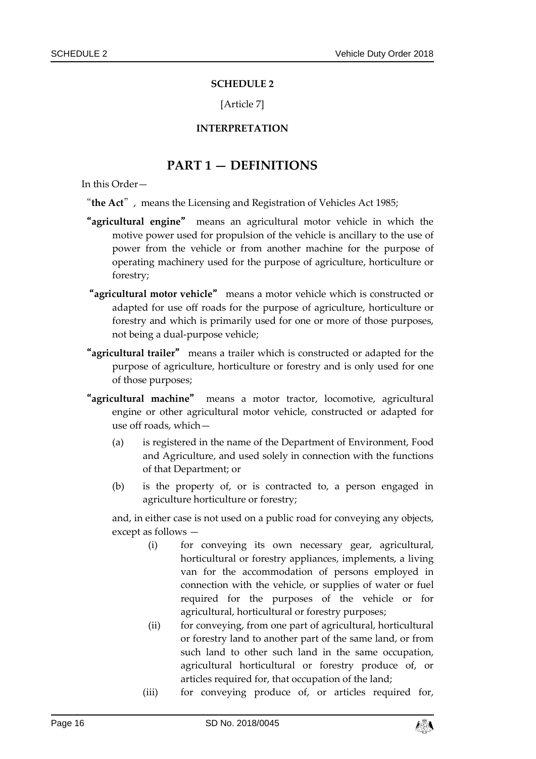## SCHEDULE 2

[Article 7]

## INTERPRETATION

# PART 1 — DEFINITIONS

In this Order—

"**the Act**", means the Licensing and Registration of Vehicles Act 1985;

"**agricultural engine**" means an agricultural motor vehicle in which the motive power used for propulsion of the vehicle is ancillary to the use of power from the vehicle or from another machine for the purpose of operating machinery used for the purpose of agriculture, horticulture or forestry;

"**agricultural motor vehicle**" means a motor vehicle which is constructed or adapted for use off roads for the purpose of agriculture, horticulture or forestry and which is primarily used for one or more of those purposes, not being a dual-purpose vehicle;

"**agricultural trailer**" means a trailer which is constructed or adapted for the purpose of agriculture, horticulture or forestry and is only used for one of those purposes;

"**agricultural machine**" means a motor tractor, locomotive, agricultural engine or other agricultural motor vehicle, constructed or adapted for use off roads, which—

(a) is registered in the name of the Department of Environment, Food and Agriculture, and used solely in connection with the functions of that Department; or

(b) is the property of, or is contracted to, a person engaged in agriculture horticulture or forestry;

and, in either case is not used on a public road for conveying any objects, except as follows —

(i) for conveying its own necessary gear, agricultural, horticultural or forestry appliances, implements, a living van for the accommodation of persons employed in connection with the vehicle, or supplies of water or fuel required for the purposes of the vehicle or for agricultural, horticultural or forestry purposes;

(ii) for conveying, from one part of agricultural, horticultural or forestry land to another part of the same land, or from such land to other such land in the same occupation, agricultural horticultural or forestry produce of, or articles required for, that occupation of the land;

(iii) for conveying produce of, or articles required for,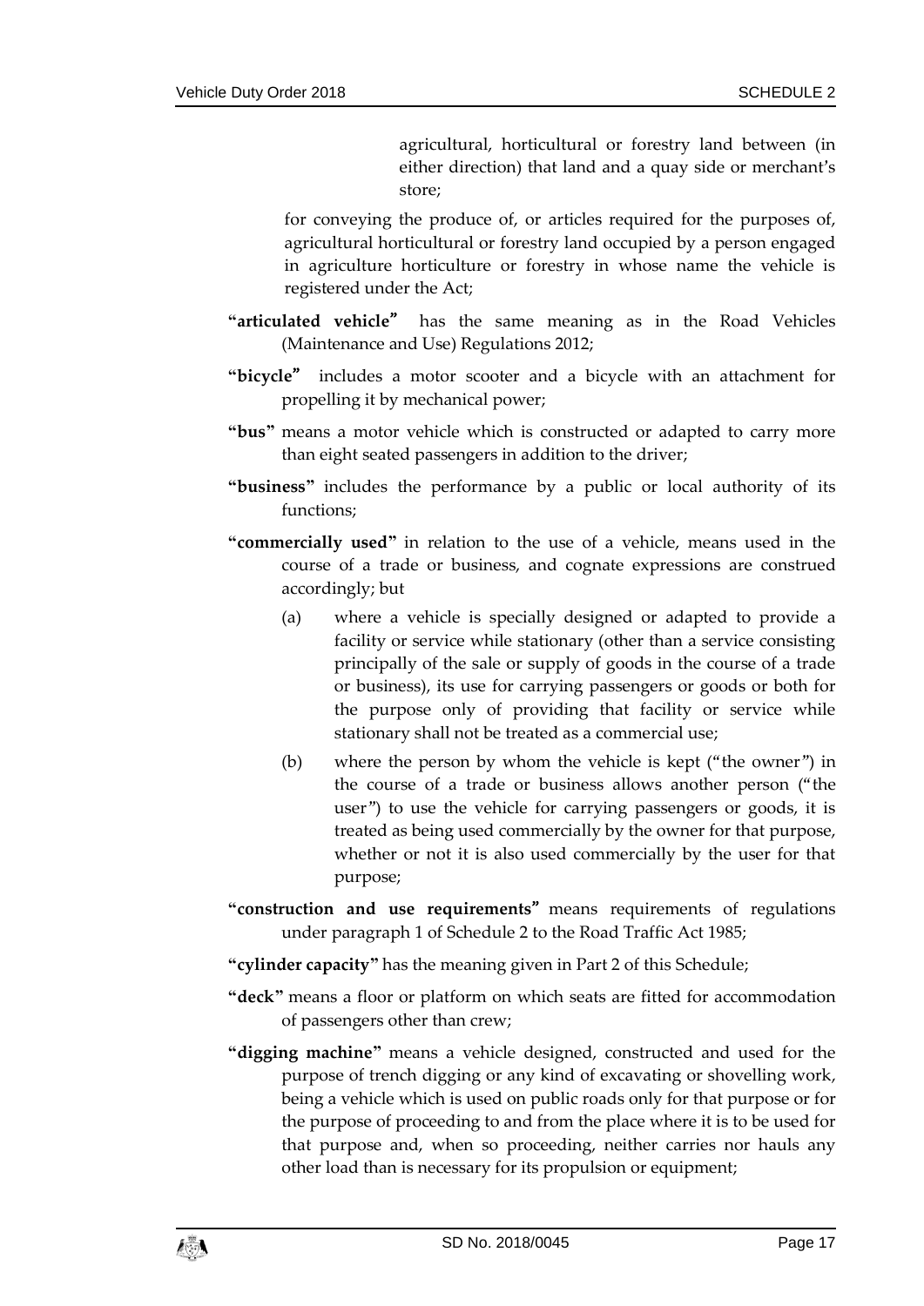agricultural, horticultural or forestry land between (in either direction) that land and a quay side or merchant's store;

for conveying the produce of, or articles required for the purposes of, agricultural horticultural or forestry land occupied by a person engaged in agriculture horticulture or forestry in whose name the vehicle is registered under the Act;

**"articulated vehicle"** has the same meaning as in the Road Vehicles (Maintenance and Use) Regulations 2012;

**"bicycle"** includes a motor scooter and a bicycle with an attachment for propelling it by mechanical power;

**"bus"** means a motor vehicle which is constructed or adapted to carry more than eight seated passengers in addition to the driver;

**"business"** includes the performance by a public or local authority of its functions;

**"commercially used"** in relation to the use of a vehicle, means used in the course of a trade or business, and cognate expressions are construed accordingly; but

(a) where a vehicle is specially designed or adapted to provide a facility or service while stationary (other than a service consisting principally of the sale or supply of goods in the course of a trade or business), its use for carrying passengers or goods or both for the purpose only of providing that facility or service while stationary shall not be treated as a commercial use;

(b) where the person by whom the vehicle is kept ("the owner") in the course of a trade or business allows another person ("the user") to use the vehicle for carrying passengers or goods, it is treated as being used commercially by the owner for that purpose, whether or not it is also used commercially by the user for that purpose;

**"construction and use requirements"** means requirements of regulations under paragraph 1 of Schedule 2 to the Road Traffic Act 1985;

**"cylinder capacity"** has the meaning given in Part 2 of this Schedule;

**"deck"** means a floor or platform on which seats are fitted for accommodation of passengers other than crew;

**"digging machine"** means a vehicle designed, constructed and used for the purpose of trench digging or any kind of excavating or shovelling work, being a vehicle which is used on public roads only for that purpose or for the purpose of proceeding to and from the place where it is to be used for that purpose and, when so proceeding, neither carries nor hauls any other load than is necessary for its propulsion or equipment;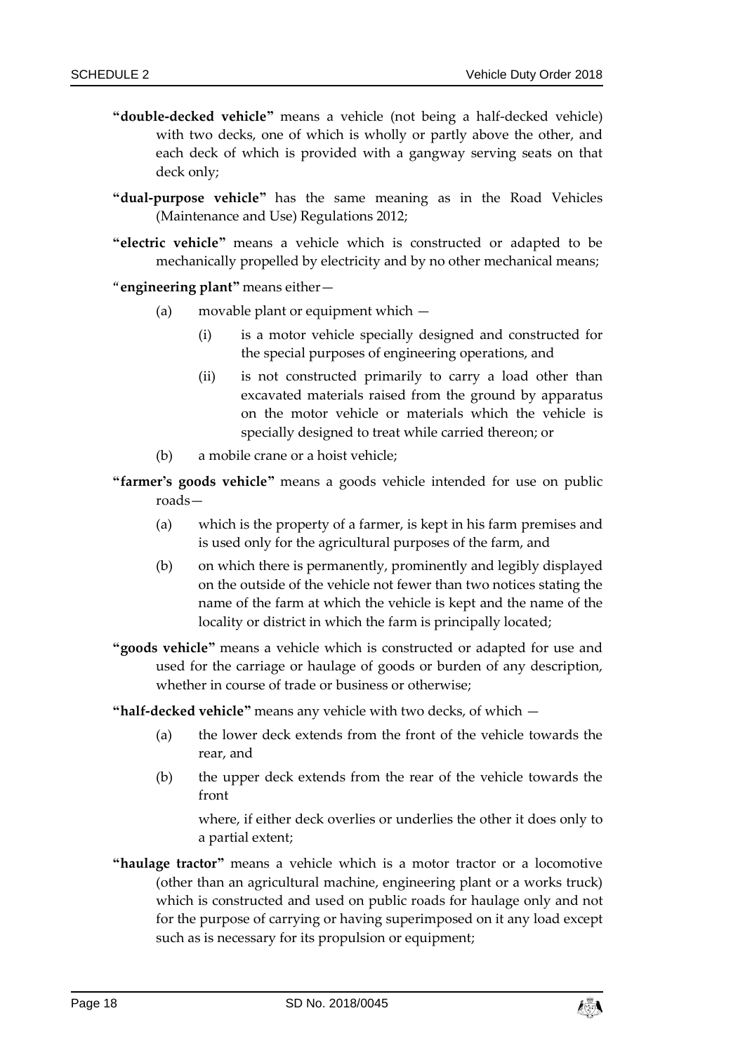**"double-decked vehicle"** means a vehicle (not being a half-decked vehicle) with two decks, one of which is wholly or partly above the other, and each deck of which is provided with a gangway serving seats on that deck only;

**"dual-purpose vehicle"** has the same meaning as in the Road Vehicles (Maintenance and Use) Regulations 2012;

**"electric vehicle"** means a vehicle which is constructed or adapted to be mechanically propelled by electricity and by no other mechanical means;

"**engineering plant"** means either—

(a) movable plant or equipment which —

(i) is a motor vehicle specially designed and constructed for the special purposes of engineering operations, and

(ii) is not constructed primarily to carry a load other than excavated materials raised from the ground by apparatus on the motor vehicle or materials which the vehicle is specially designed to treat while carried thereon; or

(b) a mobile crane or a hoist vehicle;

**"farmer's goods vehicle"** means a goods vehicle intended for use on public roads—

(a) which is the property of a farmer, is kept in his farm premises and is used only for the agricultural purposes of the farm, and

(b) on which there is permanently, prominently and legibly displayed on the outside of the vehicle not fewer than two notices stating the name of the farm at which the vehicle is kept and the name of the locality or district in which the farm is principally located;

**"goods vehicle"** means a vehicle which is constructed or adapted for use and used for the carriage or haulage of goods or burden of any description, whether in course of trade or business or otherwise;

**"half-decked vehicle"** means any vehicle with two decks, of which —

(a) the lower deck extends from the front of the vehicle towards the rear, and

(b) the upper deck extends from the rear of the vehicle towards the front

where, if either deck overlies or underlies the other it does only to a partial extent;

**"haulage tractor"** means a vehicle which is a motor tractor or a locomotive (other than an agricultural machine, engineering plant or a works truck) which is constructed and used on public roads for haulage only and not for the purpose of carrying or having superimposed on it any load except such as is necessary for its propulsion or equipment;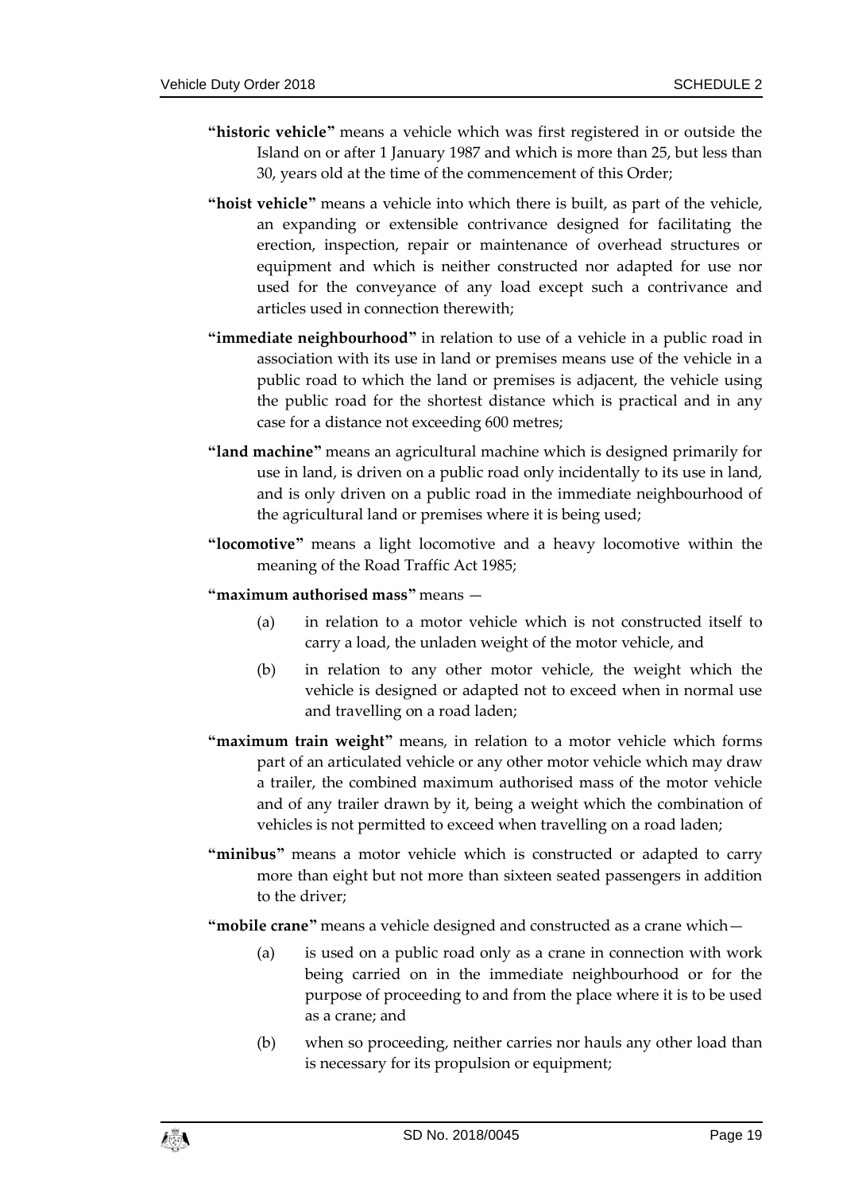**"historic vehicle"** means a vehicle which was first registered in or outside the Island on or after 1 January 1987 and which is more than 25, but less than 30, years old at the time of the commencement of this Order;

**"hoist vehicle"** means a vehicle into which there is built, as part of the vehicle, an expanding or extensible contrivance designed for facilitating the erection, inspection, repair or maintenance of overhead structures or equipment and which is neither constructed nor adapted for use nor used for the conveyance of any load except such a contrivance and articles used in connection therewith;

**"immediate neighbourhood"** in relation to use of a vehicle in a public road in association with its use in land or premises means use of the vehicle in a public road to which the land or premises is adjacent, the vehicle using the public road for the shortest distance which is practical and in any case for a distance not exceeding 600 metres;

**"land machine"** means an agricultural machine which is designed primarily for use in land, is driven on a public road only incidentally to its use in land, and is only driven on a public road in the immediate neighbourhood of the agricultural land or premises where it is being used;

**"locomotive"** means a light locomotive and a heavy locomotive within the meaning of the Road Traffic Act 1985;

**"maximum authorised mass"** means —

(a) in relation to a motor vehicle which is not constructed itself to carry a load, the unladen weight of the motor vehicle, and

(b) in relation to any other motor vehicle, the weight which the vehicle is designed or adapted not to exceed when in normal use and travelling on a road laden;

**"maximum train weight"** means, in relation to a motor vehicle which forms part of an articulated vehicle or any other motor vehicle which may draw a trailer, the combined maximum authorised mass of the motor vehicle and of any trailer drawn by it, being a weight which the combination of vehicles is not permitted to exceed when travelling on a road laden;

**"minibus"** means a motor vehicle which is constructed or adapted to carry more than eight but not more than sixteen seated passengers in addition to the driver;

**"mobile crane"** means a vehicle designed and constructed as a crane which—

(a) is used on a public road only as a crane in connection with work being carried on in the immediate neighbourhood or for the purpose of proceeding to and from the place where it is to be used as a crane; and

(b) when so proceeding, neither carries nor hauls any other load than is necessary for its propulsion or equipment;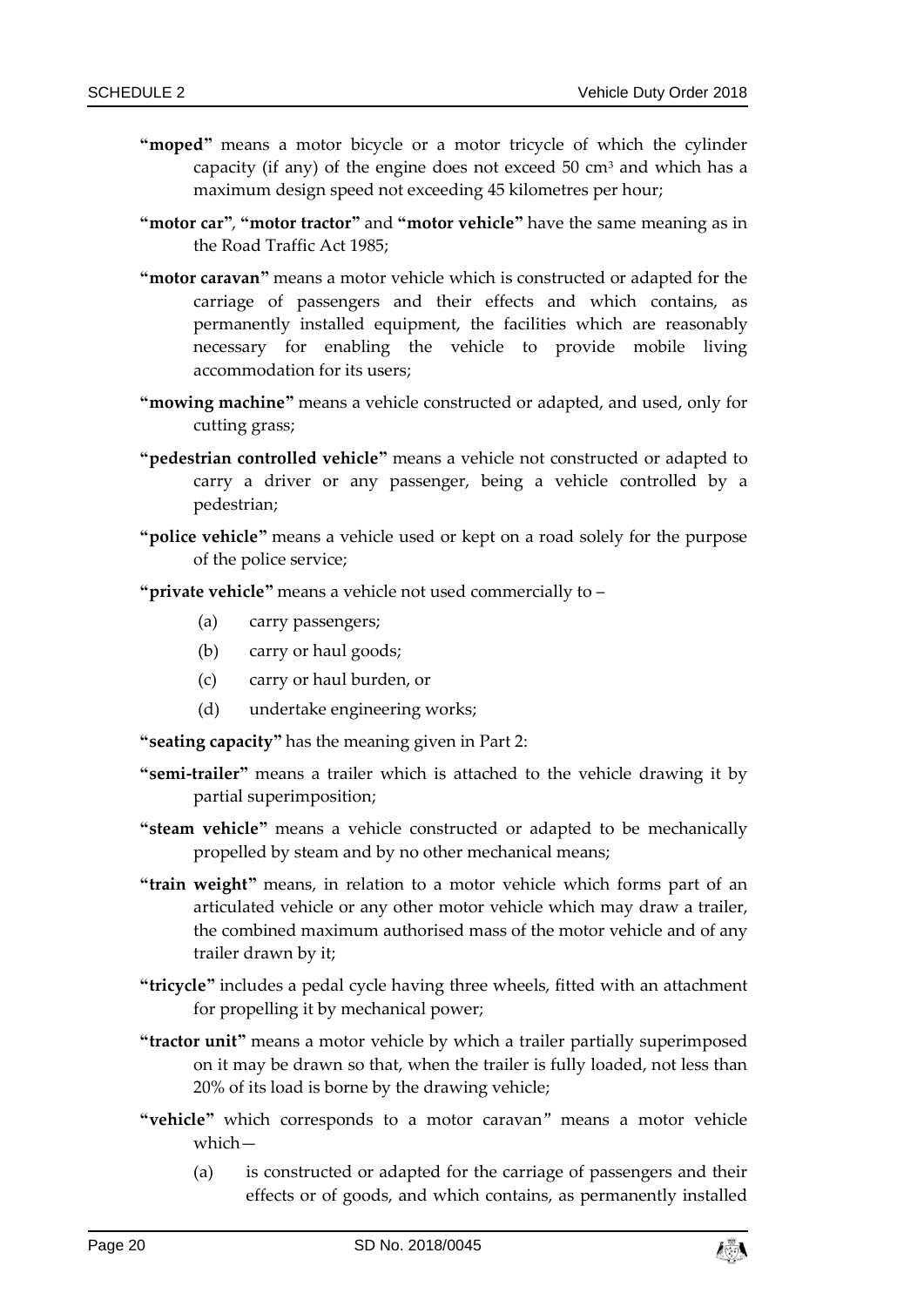**"moped"** means a motor bicycle or a motor tricycle of which the cylinder capacity (if any) of the engine does not exceed 50 $cm^3$ and which has a maximum design speed not exceeding 45 kilometres per hour;

**"motor car"**, **"motor tractor"** and **"motor vehicle"** have the same meaning as in the Road Traffic Act 1985;

**"motor caravan"** means a motor vehicle which is constructed or adapted for the carriage of passengers and their effects and which contains, as permanently installed equipment, the facilities which are reasonably necessary for enabling the vehicle to provide mobile living accommodation for its users;

**"mowing machine"** means a vehicle constructed or adapted, and used, only for cutting grass;

**"pedestrian controlled vehicle"** means a vehicle not constructed or adapted to carry a driver or any passenger, being a vehicle controlled by a pedestrian;

**"police vehicle"** means a vehicle used or kept on a road solely for the purpose of the police service;

**"private vehicle"** means a vehicle not used commercially to –

(a) carry passengers;

(b) carry or haul goods;

(c) carry or haul burden, or

(d) undertake engineering works;

**"seating capacity"** has the meaning given in Part 2:

**"semi-trailer"** means a trailer which is attached to the vehicle drawing it by partial superimposition;

**"steam vehicle"** means a vehicle constructed or adapted to be mechanically propelled by steam and by no other mechanical means;

**"train weight"** means, in relation to a motor vehicle which forms part of an articulated vehicle or any other motor vehicle which may draw a trailer, the combined maximum authorised mass of the motor vehicle and of any trailer drawn by it;

**"tricycle"** includes a pedal cycle having three wheels, fitted with an attachment for propelling it by mechanical power;

**"tractor unit"** means a motor vehicle by which a trailer partially superimposed on it may be drawn so that, when the trailer is fully loaded, not less than 20% of its load is borne by the drawing vehicle;

**"vehicle"** which corresponds to a motor caravan" means a motor vehicle which—

(a) is constructed or adapted for the carriage of passengers and their effects or of goods, and which contains, as permanently installed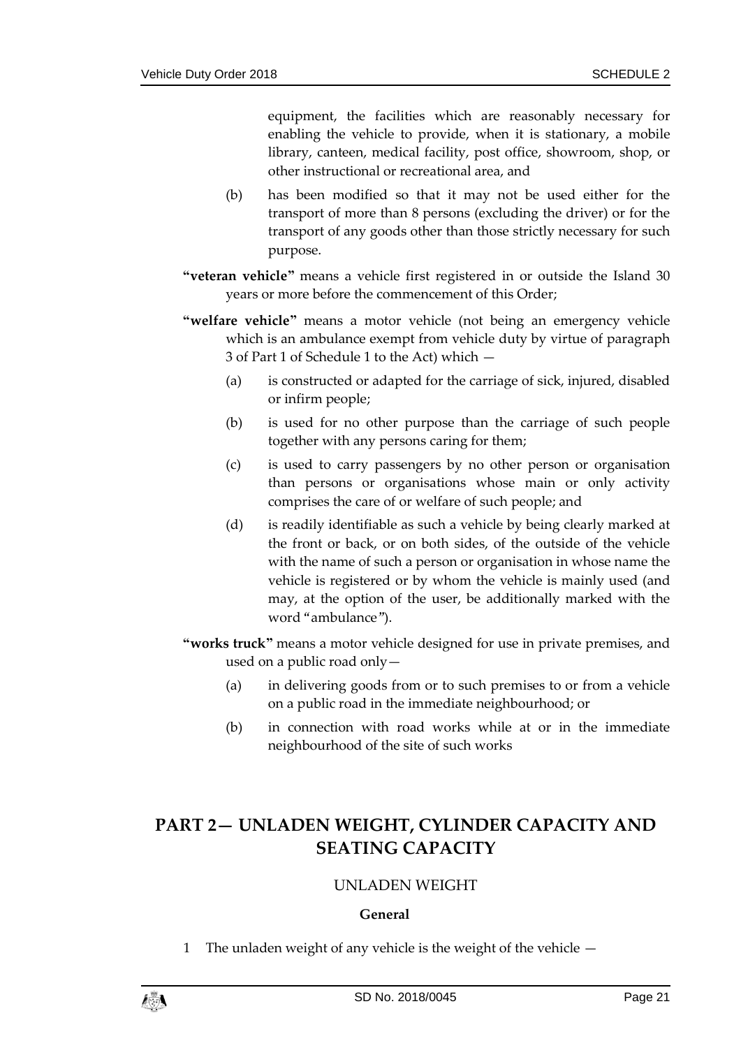equipment, the facilities which are reasonably necessary for enabling the vehicle to provide, when it is stationary, a mobile library, canteen, medical facility, post office, showroom, shop, or other instructional or recreational area, and

(b) has been modified so that it may not be used either for the transport of more than 8 persons (excluding the driver) or for the transport of any goods other than those strictly necessary for such purpose.

**"veteran vehicle"** means a vehicle first registered in or outside the Island 30 years or more before the commencement of this Order;

**"welfare vehicle"** means a motor vehicle (not being an emergency vehicle which is an ambulance exempt from vehicle duty by virtue of paragraph 3 of Part 1 of Schedule 1 to the Act) which —

(a) is constructed or adapted for the carriage of sick, injured, disabled or infirm people;

(b) is used for no other purpose than the carriage of such people together with any persons caring for them;

(c) is used to carry passengers by no other person or organisation than persons or organisations whose main or only activity comprises the care of or welfare of such people; and

(d) is readily identifiable as such a vehicle by being clearly marked at the front or back, or on both sides, of the outside of the vehicle with the name of such a person or organisation in whose name the vehicle is registered or by whom the vehicle is mainly used (and may, at the option of the user, be additionally marked with the word "ambulance").

**"works truck"** means a motor vehicle designed for use in private premises, and used on a public road only—

(a) in delivering goods from or to such premises to or from a vehicle on a public road in the immediate neighbourhood; or

(b) in connection with road works while at or in the immediate neighbourhood of the site of such works

## PART 2— UNLADEN WEIGHT, CYLINDER CAPACITY AND SEATING CAPACITY

### UNLADEN WEIGHT

**General**

1 The unladen weight of any vehicle is the weight of the vehicle —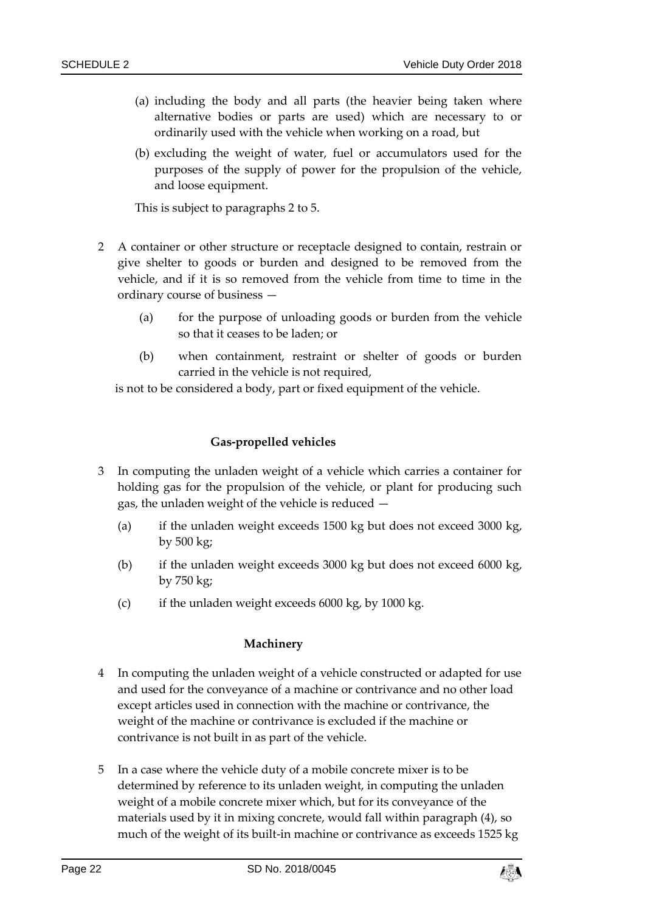(a) including the body and all parts (the heavier being taken where alternative bodies or parts are used) which are necessary to or ordinarily used with the vehicle when working on a road, but

(b) excluding the weight of water, fuel or accumulators used for the purposes of the supply of power for the propulsion of the vehicle, and loose equipment.

This is subject to paragraphs 2 to 5.

2 A container or other structure or receptacle designed to contain, restrain or give shelter to goods or burden and designed to be removed from the vehicle, and if it is so removed from the vehicle from time to time in the ordinary course of business —

(a) for the purpose of unloading goods or burden from the vehicle so that it ceases to be laden; or

(b) when containment, restraint or shelter of goods or burden carried in the vehicle is not required,

is not to be considered a body, part or fixed equipment of the vehicle.

**Gas-propelled vehicles**

3 In computing the unladen weight of a vehicle which carries a container for holding gas for the propulsion of the vehicle, or plant for producing such gas, the unladen weight of the vehicle is reduced —

(a) if the unladen weight exceeds 1500 kg but does not exceed 3000 kg, by 500 kg;

(b) if the unladen weight exceeds 3000 kg but does not exceed 6000 kg, by 750 kg;

(c) if the unladen weight exceeds 6000 kg, by 1000 kg.

**Machinery**

4 In computing the unladen weight of a vehicle constructed or adapted for use and used for the conveyance of a machine or contrivance and no other load except articles used in connection with the machine or contrivance, the weight of the machine or contrivance is excluded if the machine or contrivance is not built in as part of the vehicle.

5 In a case where the vehicle duty of a mobile concrete mixer is to be determined by reference to its unladen weight, in computing the unladen weight of a mobile concrete mixer which, but for its conveyance of the materials used by it in mixing concrete, would fall within paragraph (4), so much of the weight of its built-in machine or contrivance as exceeds 1525 kg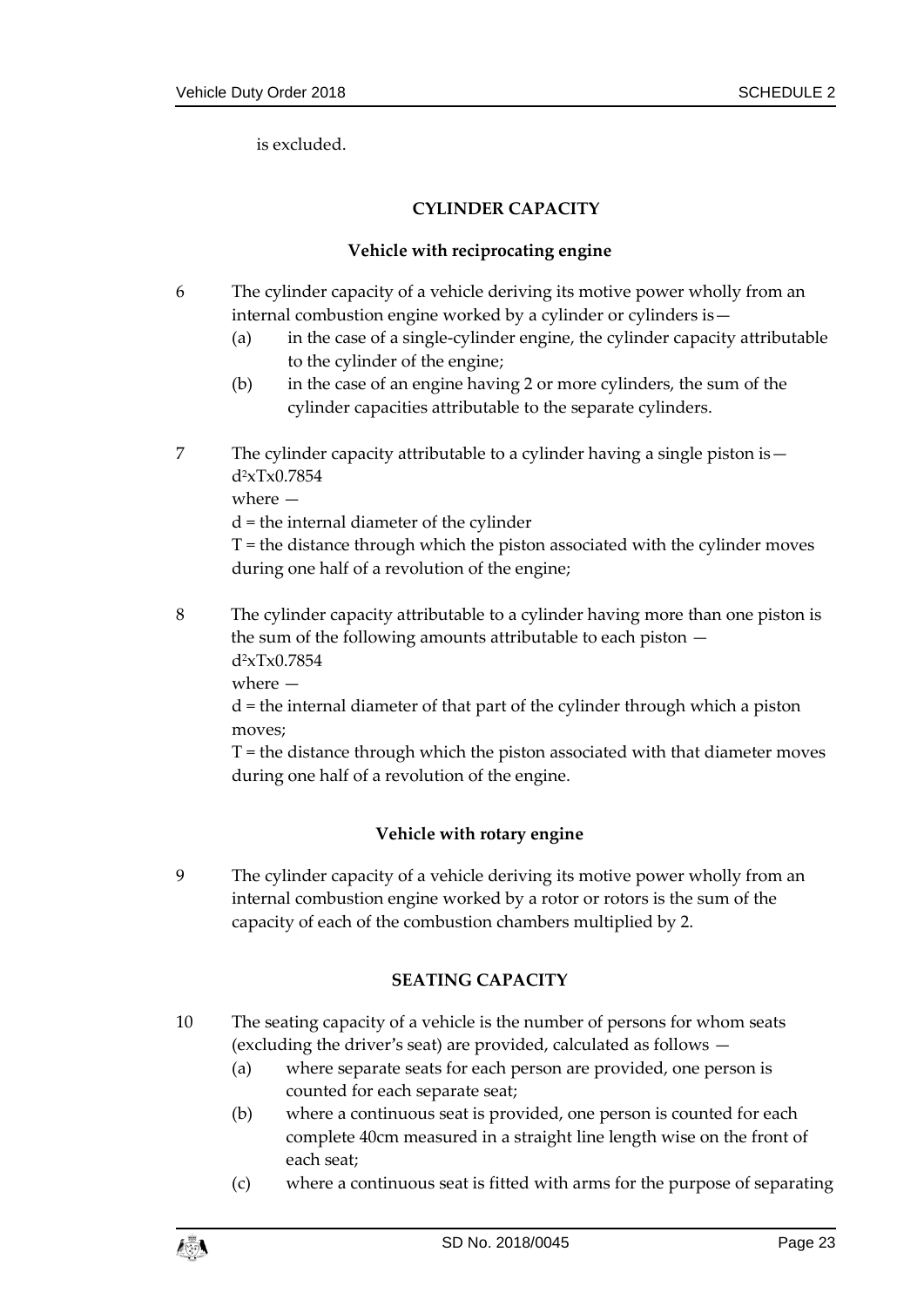is excluded.

## CYLINDER CAPACITY

### Vehicle with reciprocating engine

6 The cylinder capacity of a vehicle deriving its motive power wholly from an internal combustion engine worked by a cylinder or cylinders is—

(a) in the case of a single-cylinder engine, the cylinder capacity attributable to the cylinder of the engine;

(b) in the case of an engine having 2 or more cylinders, the sum of the cylinder capacities attributable to the separate cylinders.

7 The cylinder capacity attributable to a cylinder having a single piston is—
$d^2$xTx0.7854
where —
d = the internal diameter of the cylinder
T = the distance through which the piston associated with the cylinder moves during one half of a revolution of the engine;

8 The cylinder capacity attributable to a cylinder having more than one piston is the sum of the following amounts attributable to each piston —
$d^2$xTx0.7854
where —
d = the internal diameter of that part of the cylinder through which a piston moves;
T = the distance through which the piston associated with that diameter moves during one half of a revolution of the engine.

### Vehicle with rotary engine

9 The cylinder capacity of a vehicle deriving its motive power wholly from an internal combustion engine worked by a rotor or rotors is the sum of the capacity of each of the combustion chambers multiplied by 2.

## SEATING CAPACITY

10 The seating capacity of a vehicle is the number of persons for whom seats (excluding the driver's seat) are provided, calculated as follows —

(a) where separate seats for each person are provided, one person is counted for each separate seat;

(b) where a continuous seat is provided, one person is counted for each complete 40cm measured in a straight line length wise on the front of each seat;

(c) where a continuous seat is fitted with arms for the purpose of separating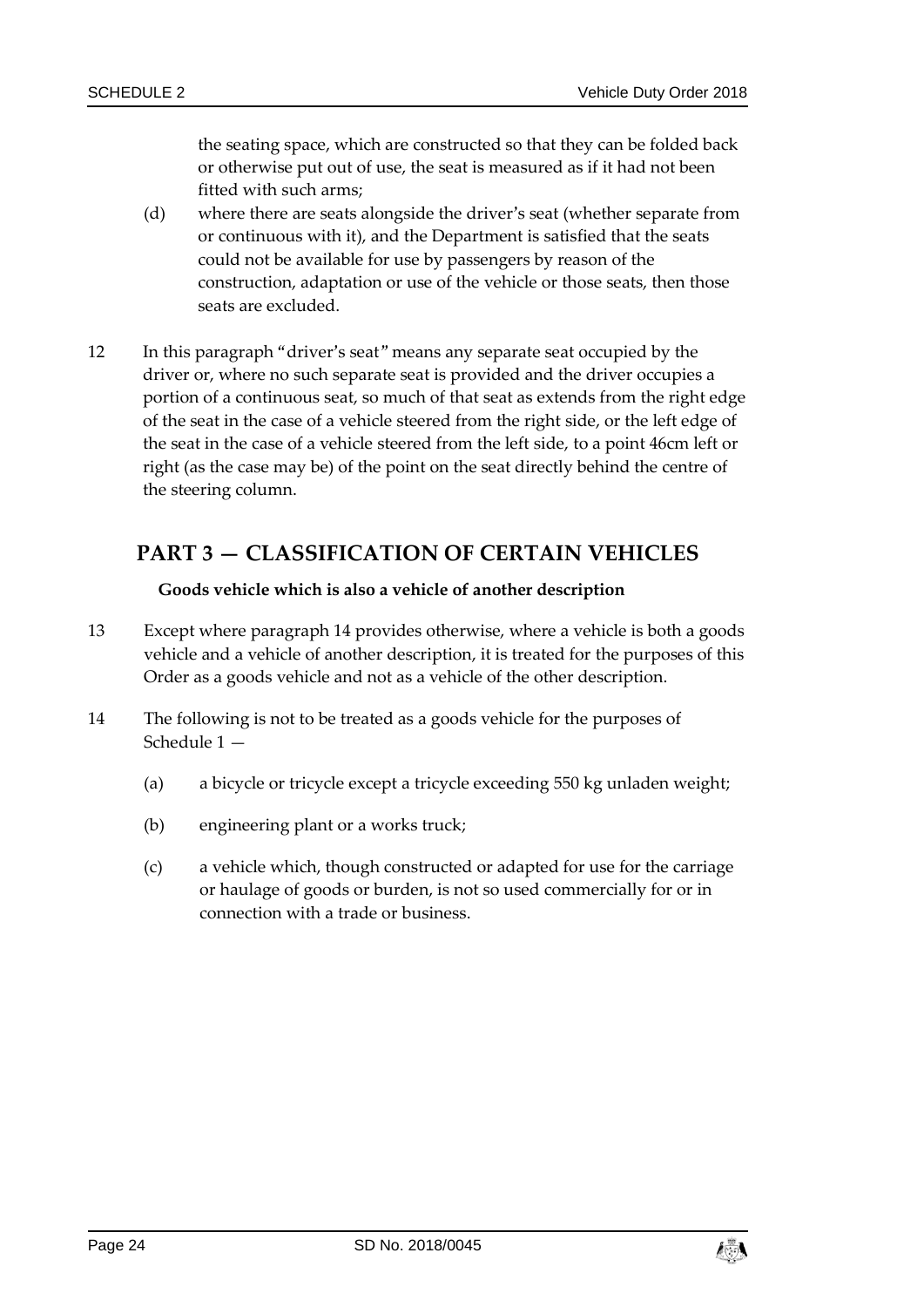the seating space, which are constructed so that they can be folded back or otherwise put out of use, the seat is measured as if it had not been fitted with such arms;

(d) where there are seats alongside the driver's seat (whether separate from or continuous with it), and the Department is satisfied that the seats could not be available for use by passengers by reason of the construction, adaptation or use of the vehicle or those seats, then those seats are excluded.

12 In this paragraph "driver's seat" means any separate seat occupied by the driver or, where no such separate seat is provided and the driver occupies a portion of a continuous seat, so much of that seat as extends from the right edge of the seat in the case of a vehicle steered from the right side, or the left edge of the seat in the case of a vehicle steered from the left side, to a point 46cm left or right (as the case may be) of the point on the seat directly behind the centre of the steering column.

## PART 3 — CLASSIFICATION OF CERTAIN VEHICLES

**Goods vehicle which is also a vehicle of another description**

13 Except where paragraph 14 provides otherwise, where a vehicle is both a goods vehicle and a vehicle of another description, it is treated for the purposes of this Order as a goods vehicle and not as a vehicle of the other description.

14 The following is not to be treated as a goods vehicle for the purposes of Schedule 1 —

(a) a bicycle or tricycle except a tricycle exceeding 550 kg unladen weight;

(b) engineering plant or a works truck;

(c) a vehicle which, though constructed or adapted for use for the carriage or haulage of goods or burden, is not so used commercially for or in connection with a trade or business.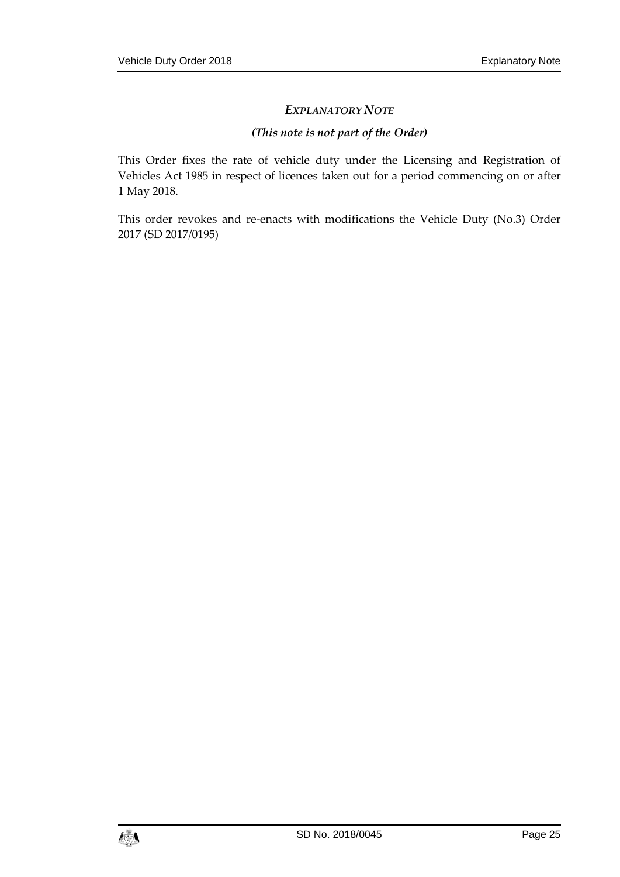## *EXPLANATORY NOTE*

***(This note is not part of the Order)***

This Order fixes the rate of vehicle duty under the Licensing and Registration of Vehicles Act 1985 in respect of licences taken out for a period commencing on or after 1 May 2018.

This order revokes and re-enacts with modifications the Vehicle Duty (No.3) Order 2017 (SD 2017/0195)